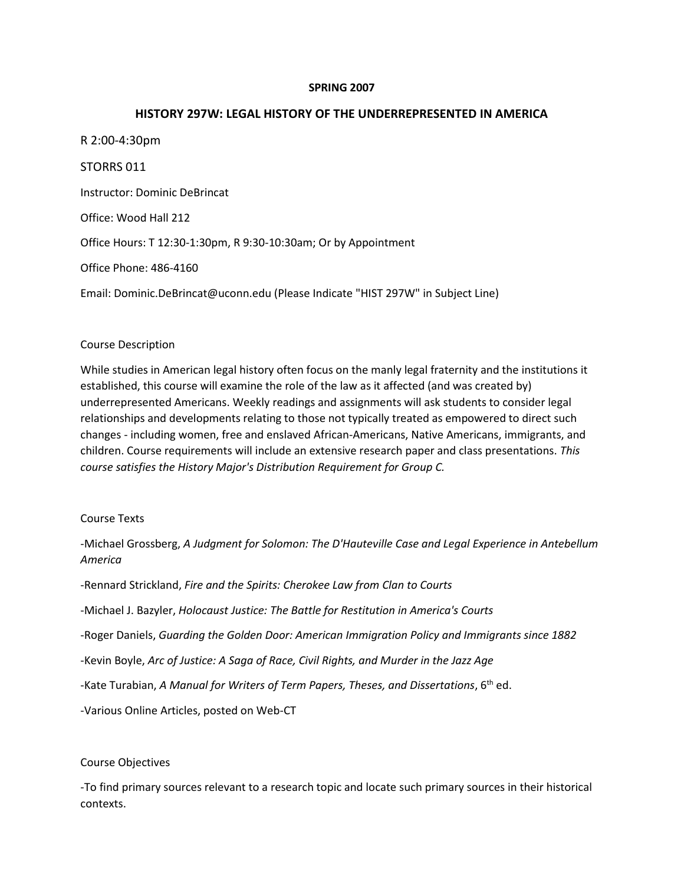**SPRING 2007**

# HISTORY 297W: LEGAL HISTORY OF THE UNDERREPRESENTED IN AMERICA

R 2:00-4:30pm

STORRS 011

Instructor: Dominic DeBrincat

Office: Wood Hall 212

Office Hours: T 12:30-1:30pm, R 9:30-10:30am; Or by Appointment

Office Phone: 486-4160

Email: Dominic.DeBrincat@uconn.edu (Please Indicate "HIST 297W" in Subject Line)

## Course Description

While studies in American legal history often focus on the manly legal fraternity and the institutions it established, this course will examine the role of the law as it affected (and was created by) underrepresented Americans. Weekly readings and assignments will ask students to consider legal relationships and developments relating to those not typically treated as empowered to direct such changes - including women, free and enslaved African-Americans, Native Americans, immigrants, and children. Course requirements will include an extensive research paper and class presentations. *This course satisfies the History Major's Distribution Requirement for Group C.*

## Course Texts

-Michael Grossberg, *A Judgment for Solomon: The D'Hauteville Case and Legal Experience in Antebellum America*

-Rennard Strickland, *Fire and the Spirits: Cherokee Law from Clan to Courts*

-Michael J. Bazyler, *Holocaust Justice: The Battle for Restitution in America's Courts*

-Roger Daniels, *Guarding the Golden Door: American Immigration Policy and Immigrants since 1882*

-Kevin Boyle, *Arc of Justice: A Saga of Race, Civil Rights, and Murder in the Jazz Age*

-Kate Turabian, *A Manual for Writers of Term Papers, Theses, and Dissertations*, 6th ed.

-Various Online Articles, posted on Web-CT

## Course Objectives

-To find primary sources relevant to a research topic and locate such primary sources in their historical contexts.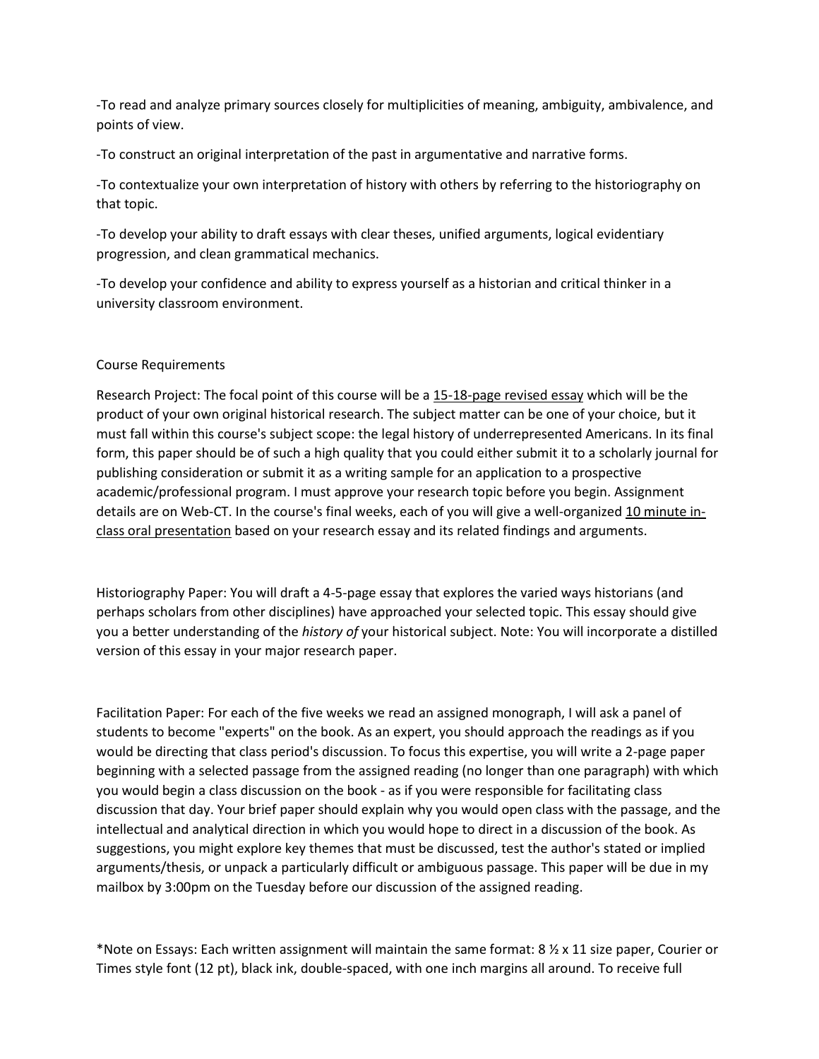-To read and analyze primary sources closely for multiplicities of meaning, ambiguity, ambivalence, and points of view.

-To construct an original interpretation of the past in argumentative and narrative forms.

-To contextualize your own interpretation of history with others by referring to the historiography on that topic.

-To develop your ability to draft essays with clear theses, unified arguments, logical evidentiary progression, and clean grammatical mechanics.

-To develop your confidence and ability to express yourself as a historian and critical thinker in a university classroom environment.

Course Requirements

Research Project: The focal point of this course will be a 15-18-page revised essay which will be the product of your own original historical research. The subject matter can be one of your choice, but it must fall within this course's subject scope: the legal history of underrepresented Americans. In its final form, this paper should be of such a high quality that you could either submit it to a scholarly journal for publishing consideration or submit it as a writing sample for an application to a prospective academic/professional program. I must approve your research topic before you begin. Assignment details are on Web-CT. In the course's final weeks, each of you will give a well-organized 10 minute in-class oral presentation based on your research essay and its related findings and arguments.

Historiography Paper: You will draft a 4-5-page essay that explores the varied ways historians (and perhaps scholars from other disciplines) have approached your selected topic. This essay should give you a better understanding of the *history of* your historical subject. Note: You will incorporate a distilled version of this essay in your major research paper.

Facilitation Paper: For each of the five weeks we read an assigned monograph, I will ask a panel of students to become "experts" on the book. As an expert, you should approach the readings as if you would be directing that class period's discussion. To focus this expertise, you will write a 2-page paper beginning with a selected passage from the assigned reading (no longer than one paragraph) with which you would begin a class discussion on the book - as if you were responsible for facilitating class discussion that day. Your brief paper should explain why you would open class with the passage, and the intellectual and analytical direction in which you would hope to direct in a discussion of the book. As suggestions, you might explore key themes that must be discussed, test the author's stated or implied arguments/thesis, or unpack a particularly difficult or ambiguous passage. This paper will be due in my mailbox by 3:00pm on the Tuesday before our discussion of the assigned reading.

*Note on Essays: Each written assignment will maintain the same format: 8 ½ x 11 size paper, Courier or Times style font (12 pt), black ink, double-spaced, with one inch margins all around. To receive full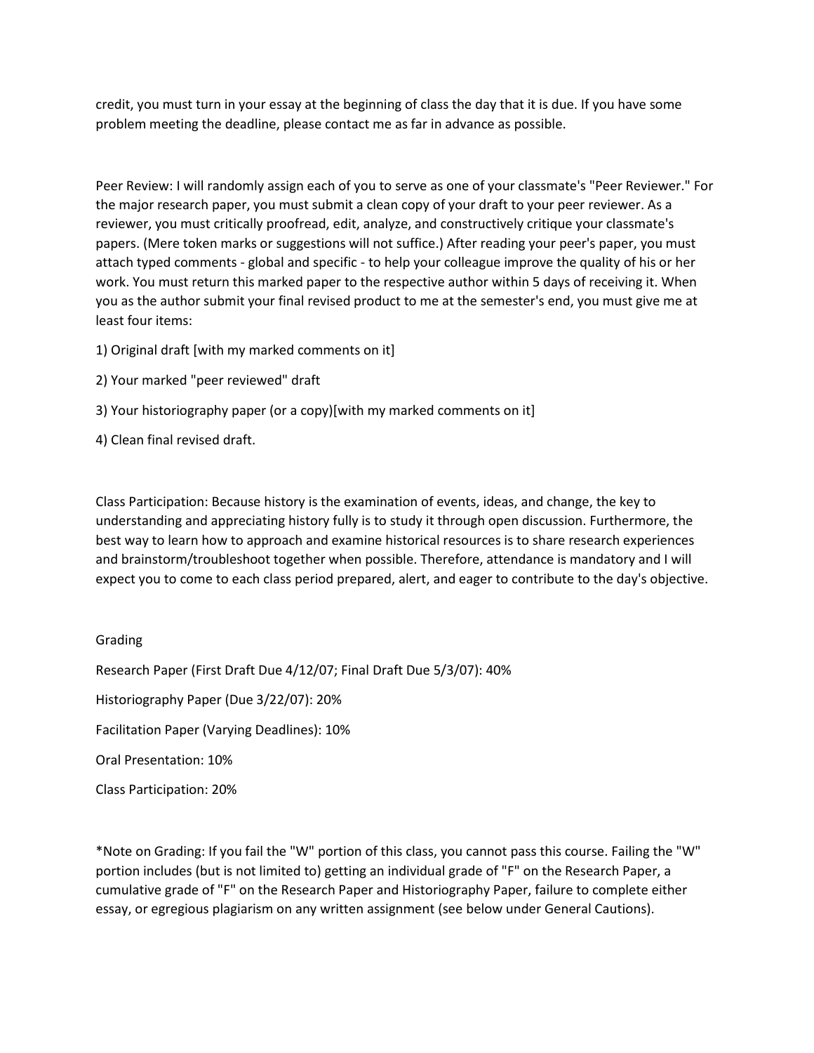credit, you must turn in your essay at the beginning of class the day that it is due. If you have some problem meeting the deadline, please contact me as far in advance as possible.

Peer Review: I will randomly assign each of you to serve as one of your classmate's "Peer Reviewer." For the major research paper, you must submit a clean copy of your draft to your peer reviewer. As a reviewer, you must critically proofread, edit, analyze, and constructively critique your classmate's papers. (Mere token marks or suggestions will not suffice.) After reading your peer's paper, you must attach typed comments - global and specific - to help your colleague improve the quality of his or her work. You must return this marked paper to the respective author within 5 days of receiving it. When you as the author submit your final revised product to me at the semester's end, you must give me at least four items:

1) Original draft [with my marked comments on it]

2) Your marked "peer reviewed" draft

3) Your historiography paper (or a copy)[with my marked comments on it]

4) Clean final revised draft.

Class Participation: Because history is the examination of events, ideas, and change, the key to understanding and appreciating history fully is to study it through open discussion. Furthermore, the best way to learn how to approach and examine historical resources is to share research experiences and brainstorm/troubleshoot together when possible. Therefore, attendance is mandatory and I will expect you to come to each class period prepared, alert, and eager to contribute to the day's objective.

Grading

Research Paper (First Draft Due 4/12/07; Final Draft Due 5/3/07): 40%

Historiography Paper (Due 3/22/07): 20%

Facilitation Paper (Varying Deadlines): 10%

Oral Presentation: 10%

Class Participation: 20%

*Note on Grading: If you fail the "W" portion of this class, you cannot pass this course. Failing the "W" portion includes (but is not limited to) getting an individual grade of "F" on the Research Paper, a cumulative grade of "F" on the Research Paper and Historiography Paper, failure to complete either essay, or egregious plagiarism on any written assignment (see below under General Cautions).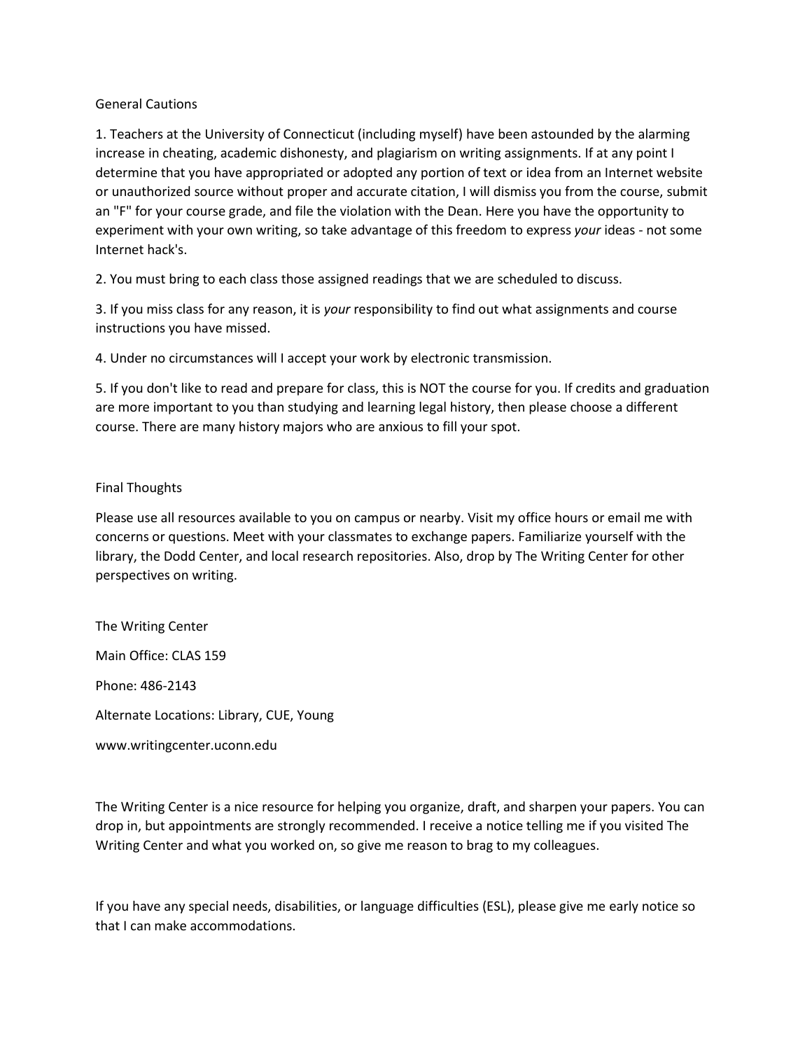## General Cautions

1. Teachers at the University of Connecticut (including myself) have been astounded by the alarming increase in cheating, academic dishonesty, and plagiarism on writing assignments. If at any point I determine that you have appropriated or adopted any portion of text or idea from an Internet website or unauthorized source without proper and accurate citation, I will dismiss you from the course, submit an "F" for your course grade, and file the violation with the Dean. Here you have the opportunity to experiment with your own writing, so take advantage of this freedom to express *your* ideas - not some Internet hack's.

2. You must bring to each class those assigned readings that we are scheduled to discuss.

3. If you miss class for any reason, it is *your* responsibility to find out what assignments and course instructions you have missed.

4. Under no circumstances will I accept your work by electronic transmission.

5. If you don't like to read and prepare for class, this is NOT the course for you. If credits and graduation are more important to you than studying and learning legal history, then please choose a different course. There are many history majors who are anxious to fill your spot.

## Final Thoughts

Please use all resources available to you on campus or nearby. Visit my office hours or email me with concerns or questions. Meet with your classmates to exchange papers. Familiarize yourself with the library, the Dodd Center, and local research repositories. Also, drop by The Writing Center for other perspectives on writing.

The Writing Center

Main Office: CLAS 159

Phone: 486-2143

Alternate Locations: Library, CUE, Young

www.writingcenter.uconn.edu

The Writing Center is a nice resource for helping you organize, draft, and sharpen your papers. You can drop in, but appointments are strongly recommended. I receive a notice telling me if you visited The Writing Center and what you worked on, so give me reason to brag to my colleagues.

If you have any special needs, disabilities, or language difficulties (ESL), please give me early notice so that I can make accommodations.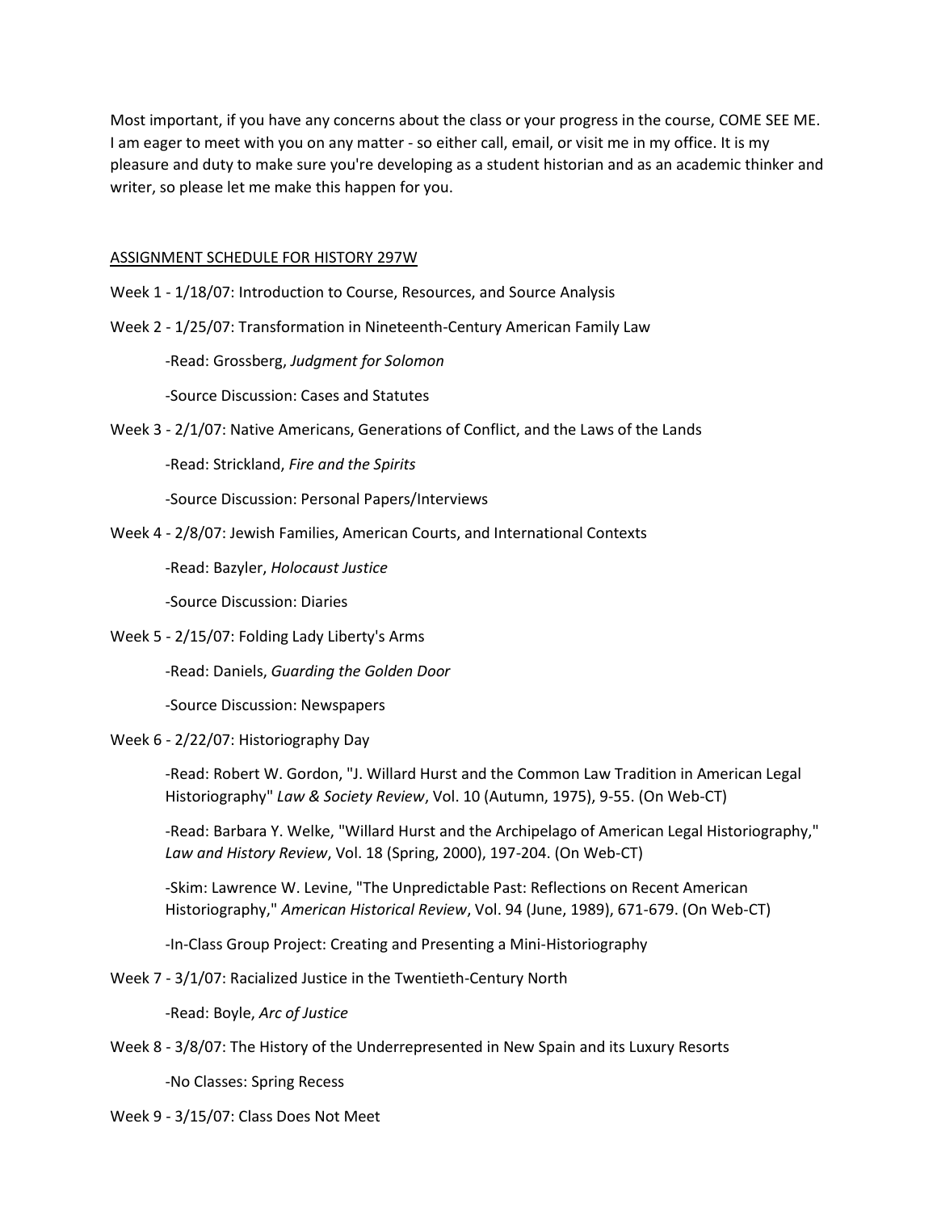Most important, if you have any concerns about the class or your progress in the course, COME SEE ME. I am eager to meet with you on any matter - so either call, email, or visit me in my office. It is my pleasure and duty to make sure you're developing as a student historian and as an academic thinker and writer, so please let me make this happen for you.

## ASSIGNMENT SCHEDULE FOR HISTORY 297W

Week 1 - 1/18/07: Introduction to Course, Resources, and Source Analysis

Week 2 - 1/25/07: Transformation in Nineteenth-Century American Family Law

- Read: Grossberg, *Judgment for Solomon*
- Source Discussion: Cases and Statutes

Week 3 - 2/1/07: Native Americans, Generations of Conflict, and the Laws of the Lands

- Read: Strickland, *Fire and the Spirits*
- Source Discussion: Personal Papers/Interviews

Week 4 - 2/8/07: Jewish Families, American Courts, and International Contexts

- Read: Bazyler, *Holocaust Justice*
- Source Discussion: Diaries

Week 5 - 2/15/07: Folding Lady Liberty's Arms

- Read: Daniels, *Guarding the Golden Door*
- Source Discussion: Newspapers

Week 6 - 2/22/07: Historiography Day

- Read: Robert W. Gordon, "J. Willard Hurst and the Common Law Tradition in American Legal Historiography" *Law & Society Review*, Vol. 10 (Autumn, 1975), 9-55. (On Web-CT)
- Read: Barbara Y. Welke, "Willard Hurst and the Archipelago of American Legal Historiography," *Law and History Review*, Vol. 18 (Spring, 2000), 197-204. (On Web-CT)
- Skim: Lawrence W. Levine, "The Unpredictable Past: Reflections on Recent American Historiography," *American Historical Review*, Vol. 94 (June, 1989), 671-679. (On Web-CT)
- In-Class Group Project: Creating and Presenting a Mini-Historiography

Week 7 - 3/1/07: Racialized Justice in the Twentieth-Century North

- Read: Boyle, *Arc of Justice*

Week 8 - 3/8/07: The History of the Underrepresented in New Spain and its Luxury Resorts

- No Classes: Spring Recess

Week 9 - 3/15/07: Class Does Not Meet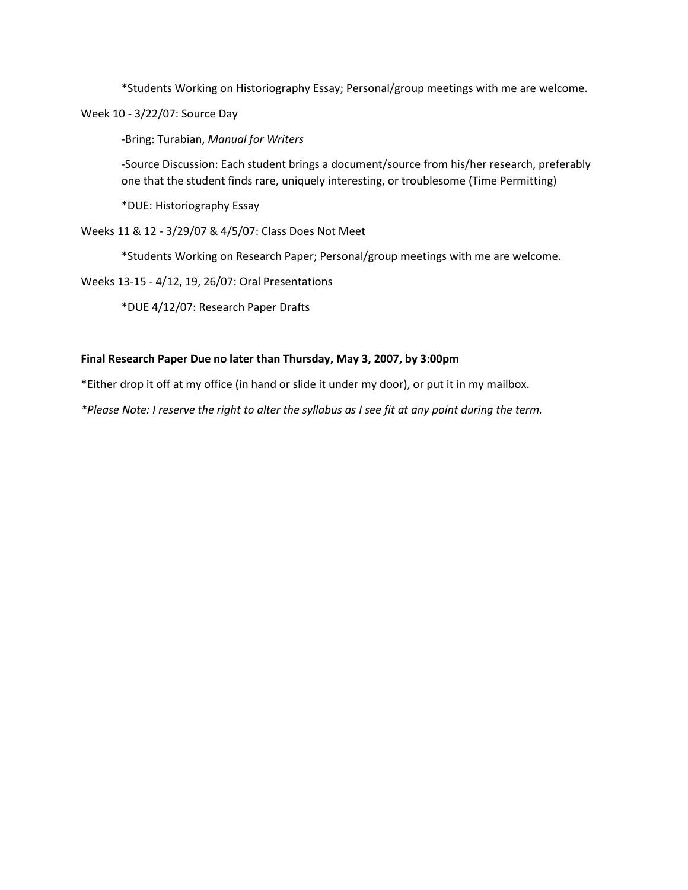*Students Working on Historiography Essay; Personal/group meetings with me are welcome.

Week 10 - 3/22/07: Source Day

-Bring: Turabian, *Manual for Writers*

-Source Discussion: Each student brings a document/source from his/her research, preferably one that the student finds rare, uniquely interesting, or troublesome (Time Permitting)

*DUE: Historiography Essay

Weeks 11 & 12 - 3/29/07 & 4/5/07: Class Does Not Meet

*Students Working on Research Paper; Personal/group meetings with me are welcome.

Weeks 13-15 - 4/12, 19, 26/07: Oral Presentations

*DUE 4/12/07: Research Paper Drafts

**Final Research Paper Due no later than Thursday, May 3, 2007, by 3:00pm**

*Either drop it off at my office (in hand or slide it under my door), or put it in my mailbox.

*\*Please Note: I reserve the right to alter the syllabus as I see fit at any point during the term.*